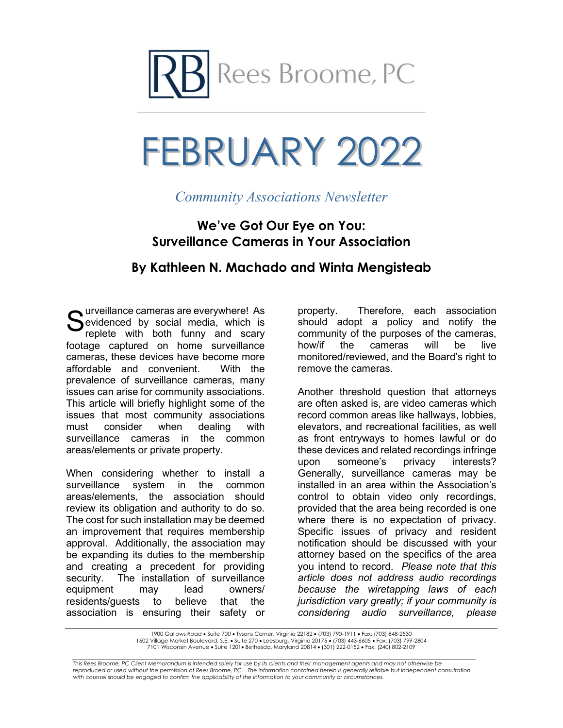Rees Broome, PC

# FEBRUARY 2022

*Community Associations Newsletter*

## We've Got Our Eye on You: Surveillance Cameras in Your Association

### By Kathleen N. Machado and Winta Mengisteab

Surveillance cameras are everywhere! As evidenced by social media, which is replete with both funny and scary footage captured on home surveillance cameras, these devices have become more affordable and convenient. With the prevalence of surveillance cameras, many issues can arise for community associations. This article will briefly highlight some of the issues that most community associations must consider when dealing with surveillance cameras in the common areas/elements or private property.

When considering whether to install a surveillance system in the common areas/elements, the association should review its obligation and authority to do so. The cost for such installation may be deemed an improvement that requires membership approval. Additionally, the association may be expanding its duties to the membership and creating a precedent for providing security. The installation of surveillance equipment may lead owners/ residents/guests to believe that the association is ensuring their safety or property. Therefore, each association should adopt a policy and notify the community of the purposes of the cameras, how/if the cameras will be live monitored/reviewed, and the Board's right to remove the cameras.

Another threshold question that attorneys are often asked is, are video cameras which record common areas like hallways, lobbies, elevators, and recreational facilities, as well as front entryways to homes lawful or do these devices and related recordings infringe upon someone's privacy interests? Generally, surveillance cameras may be installed in an area within the Association's control to obtain video only recordings, provided that the area being recorded is one where there is no expectation of privacy. Specific issues of privacy and resident notification should be discussed with your attorney based on the specifics of the area you intend to record. *Please note that this article does not address audio recordings because the wiretapping laws of each jurisdiction vary greatly; if your community is considering audio surveillance, please*

1900 Gallows Road • Suite 700 • Tysons Corner, Virginia 22182 • (703) 790-1911 • Fax: (703) 848-2530
1602 Village Market Boulevard, S.E. • Suite 270 • Leesburg, Virginia 20175 • (703) 443-6605 • Fax: (703) 799-2804
7101 Wisconsin Avenue • Suite 1201• Bethesda, Maryland 20814 • (301) 222-0152 • Fax: (240) 802-2109

*This Rees Broome, PC Client Memorandum is intended solely for use by its clients and their management agents and may not otherwise be reproduced or used without the permission of Rees Broome, PC. The information contained herein is generally reliable but independent consultation with counsel should be engaged to confirm the applicability of the information to your community or circumstances.*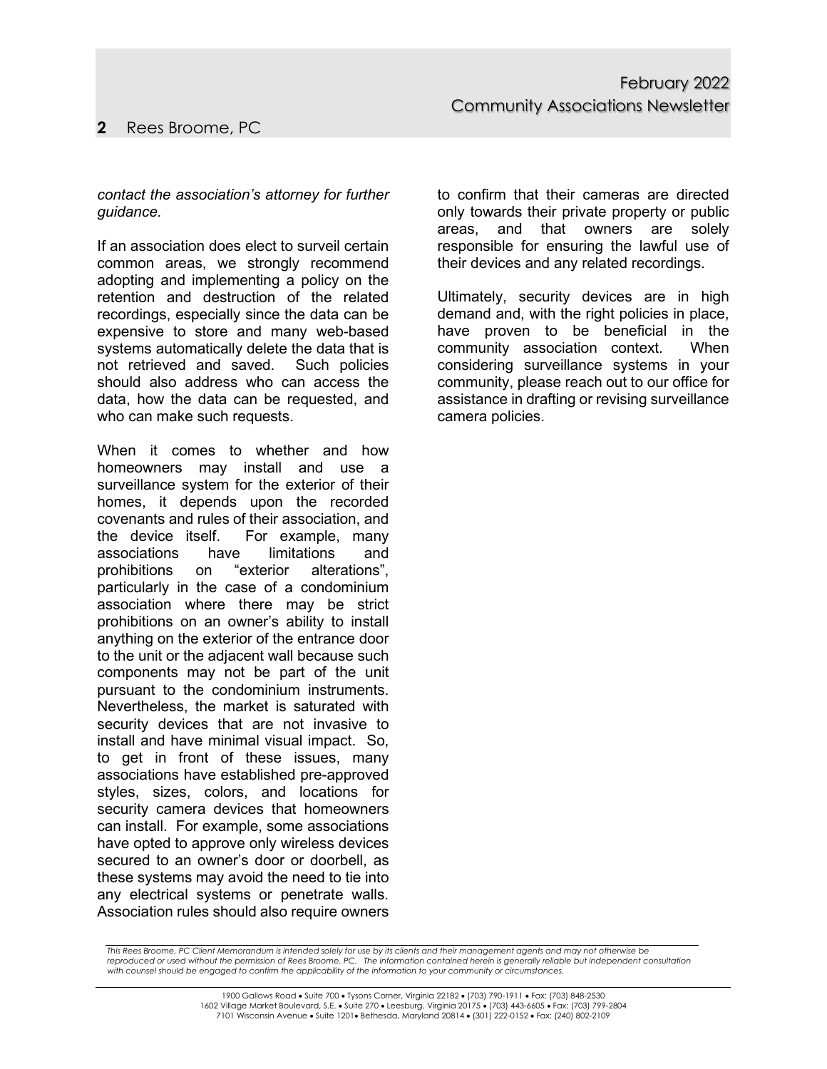*contact the association's attorney for further guidance.*

If an association does elect to surveil certain common areas, we strongly recommend adopting and implementing a policy on the retention and destruction of the related recordings, especially since the data can be expensive to store and many web-based systems automatically delete the data that is not retrieved and saved. Such policies should also address who can access the data, how the data can be requested, and who can make such requests.

When it comes to whether and how homeowners may install and use a surveillance system for the exterior of their homes, it depends upon the recorded covenants and rules of their association, and the device itself. For example, many associations have limitations and prohibitions on "exterior alterations", particularly in the case of a condominium association where there may be strict prohibitions on an owner's ability to install anything on the exterior of the entrance door to the unit or the adjacent wall because such components may not be part of the unit pursuant to the condominium instruments. Nevertheless, the market is saturated with security devices that are not invasive to install and have minimal visual impact. So, to get in front of these issues, many associations have established pre-approved styles, sizes, colors, and locations for security camera devices that homeowners can install. For example, some associations have opted to approve only wireless devices secured to an owner's door or doorbell, as these systems may avoid the need to tie into any electrical systems or penetrate walls. Association rules should also require owners to confirm that their cameras are directed only towards their private property or public areas, and that owners are solely responsible for ensuring the lawful use of their devices and any related recordings.

Ultimately, security devices are in high demand and, with the right policies in place, have proven to be beneficial in the community association context. When considering surveillance systems in your community, please reach out to our office for assistance in drafting or revising surveillance camera policies.

*This Rees Broome, PC Client Memorandum is intended solely for use by its clients and their management agents and may not otherwise be reproduced or used without the permission of Rees Broome, PC. The information contained herein is generally reliable but independent consultation with counsel should be engaged to confirm the applicability of the information to your community or circumstances.*

1900 Gallows Road • Suite 700 • Tysons Corner, Virginia 22182 • (703) 790-1911 • Fax: (703) 848-2530
1602 Village Market Boulevard, S.E. • Suite 270 • Leesburg, Virginia 20175 • (703) 443-6605 • Fax: (703) 799-2804
7101 Wisconsin Avenue • Suite 1201 • Bethesda, Maryland 20814 • (301) 222-0152 • Fax: (240) 802-2109